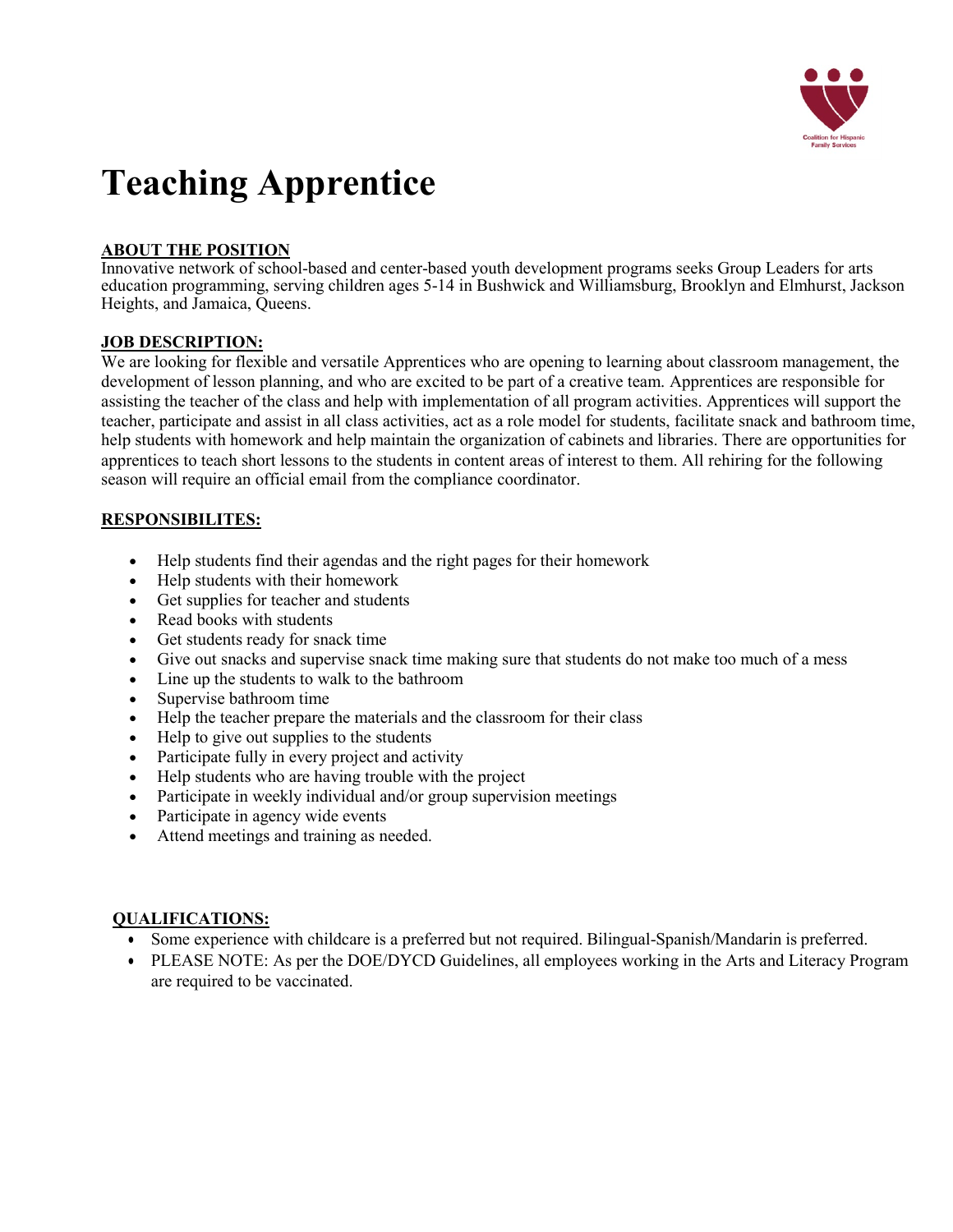# Teaching Apprentice

**ABOUT THE POSITION**

Innovative network of school-based and center-based youth development programs seeks Group Leaders for arts education programming, serving children ages 5-14 in Bushwick and Williamsburg, Brooklyn and Elmhurst, Jackson Heights, and Jamaica, Queens.

**JOB DESCRIPTION:**

We are looking for flexible and versatile Apprentices who are opening to learning about classroom management, the development of lesson planning, and who are excited to be part of a creative team. Apprentices are responsible for assisting the teacher of the class and help with implementation of all program activities. Apprentices will support the teacher, participate and assist in all class activities, act as a role model for students, facilitate snack and bathroom time, help students with homework and help maintain the organization of cabinets and libraries. There are opportunities for apprentices to teach short lessons to the students in content areas of interest to them. All rehiring for the following season will require an official email from the compliance coordinator.

**RESPONSIBILITES:**

- Help students find their agendas and the right pages for their homework
- Help students with their homework
- Get supplies for teacher and students
- Read books with students
- Get students ready for snack time
- Give out snacks and supervise snack time making sure that students do not make too much of a mess
- Line up the students to walk to the bathroom
- Supervise bathroom time
- Help the teacher prepare the materials and the classroom for their class
- Help to give out supplies to the students
- Participate fully in every project and activity
- Help students who are having trouble with the project
- Participate in weekly individual and/or group supervision meetings
- Participate in agency wide events
- Attend meetings and training as needed.

**QUALIFICATIONS:**

- Some experience with childcare is a preferred but not required. Bilingual-Spanish/Mandarin is preferred.
- PLEASE NOTE: As per the DOE/DYCD Guidelines, all employees working in the Arts and Literacy Program are required to be vaccinated.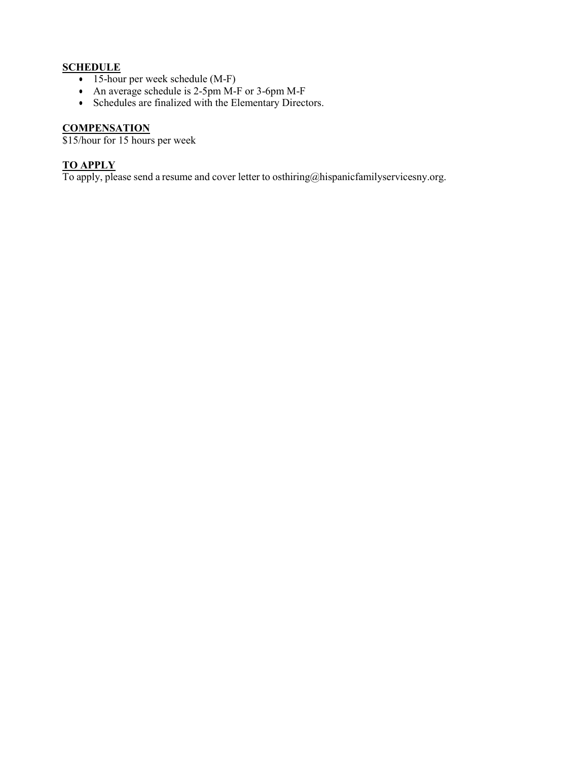**SCHEDULE**

- 15-hour per week schedule (M-F)
- An average schedule is 2-5pm M-F or 3-6pm M-F
- Schedules are finalized with the Elementary Directors.

**COMPENSATION**

$15/hour for 15 hours per week

**TO APPLY**

To apply, please send a resume and cover letter to osthiring@hispanicfamilyservicesny.org.